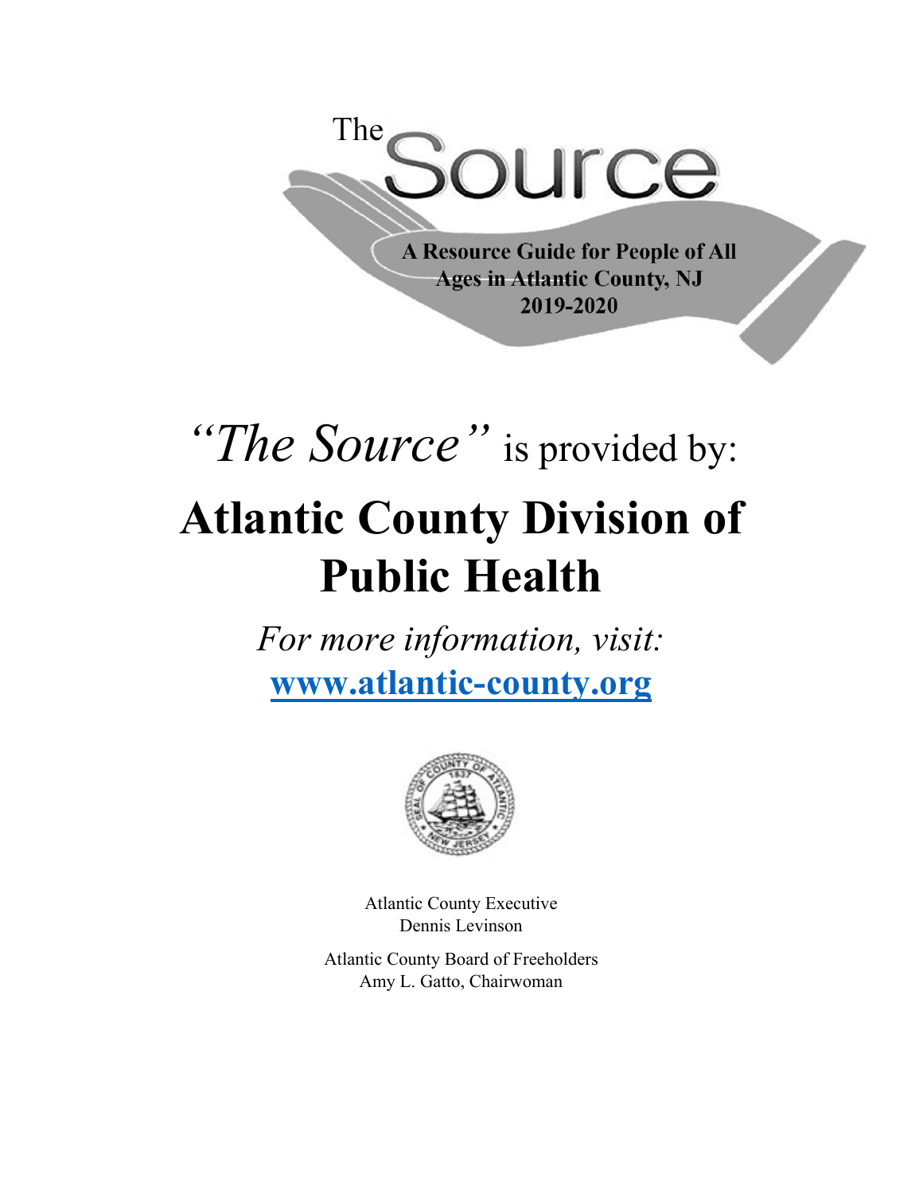The

# Source

**A Resource Guide for People of All Ages in Atlantic County, NJ**
**2019-2020**

*"The Source"* is provided by:

# Atlantic County Division of Public Health

*For more information, visit:*

**[www.atlantic-county.org](http://www.atlantic-county.org)**

Atlantic County Executive
Dennis Levinson

Atlantic County Board of Freeholders
Amy L. Gatto, Chairwoman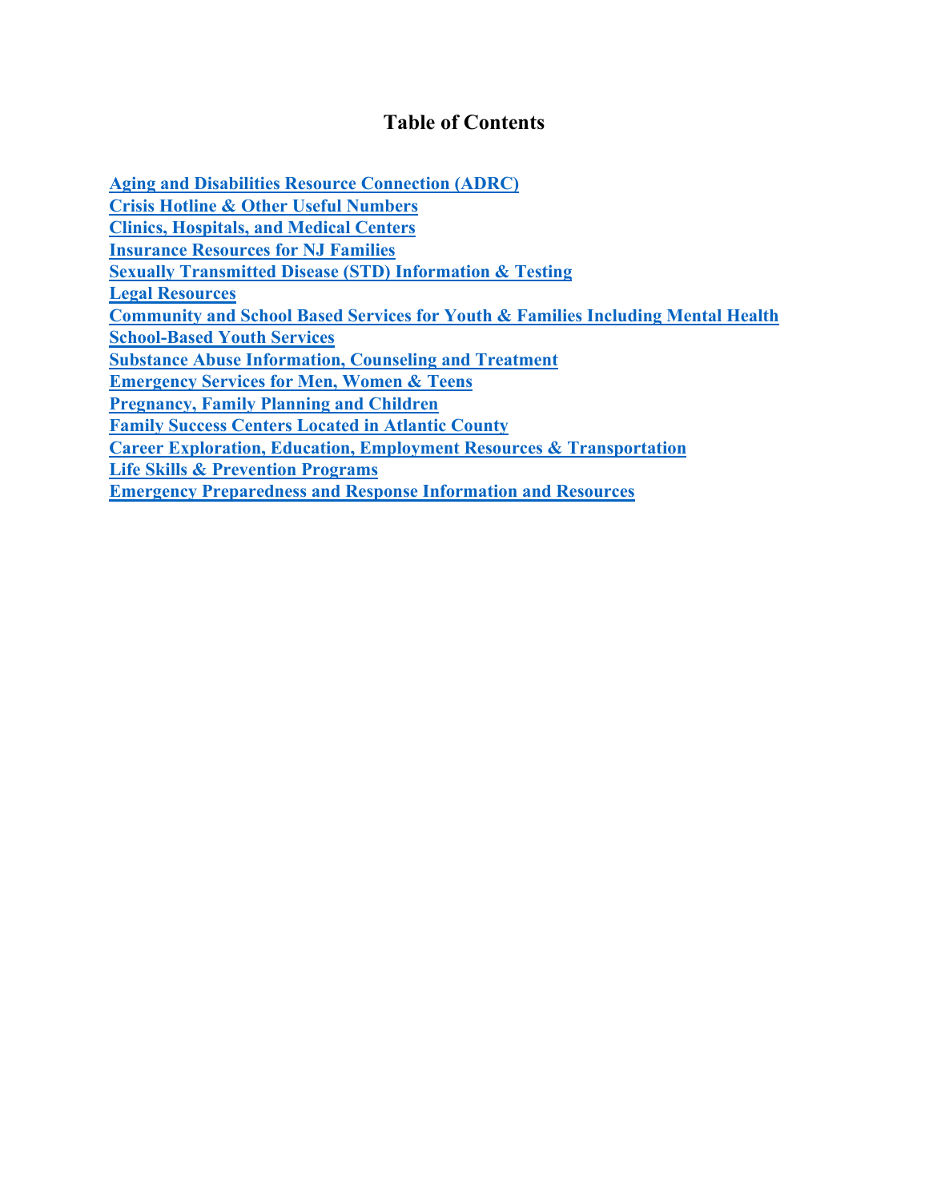# Table of Contents

**Aging and Disabilities Resource Connection (ADRC)**
**Crisis Hotline & Other Useful Numbers**
**Clinics, Hospitals, and Medical Centers**
**Insurance Resources for NJ Families**
**Sexually Transmitted Disease (STD) Information & Testing**
**Legal Resources**
**Community and School Based Services for Youth & Families Including Mental Health**
**School-Based Youth Services**
**Substance Abuse Information, Counseling and Treatment**
**Emergency Services for Men, Women & Teens**
**Pregnancy, Family Planning and Children**
**Family Success Centers Located in Atlantic County**
**Career Exploration, Education, Employment Resources & Transportation**
**Life Skills & Prevention Programs**
**Emergency Preparedness and Response Information and Resources**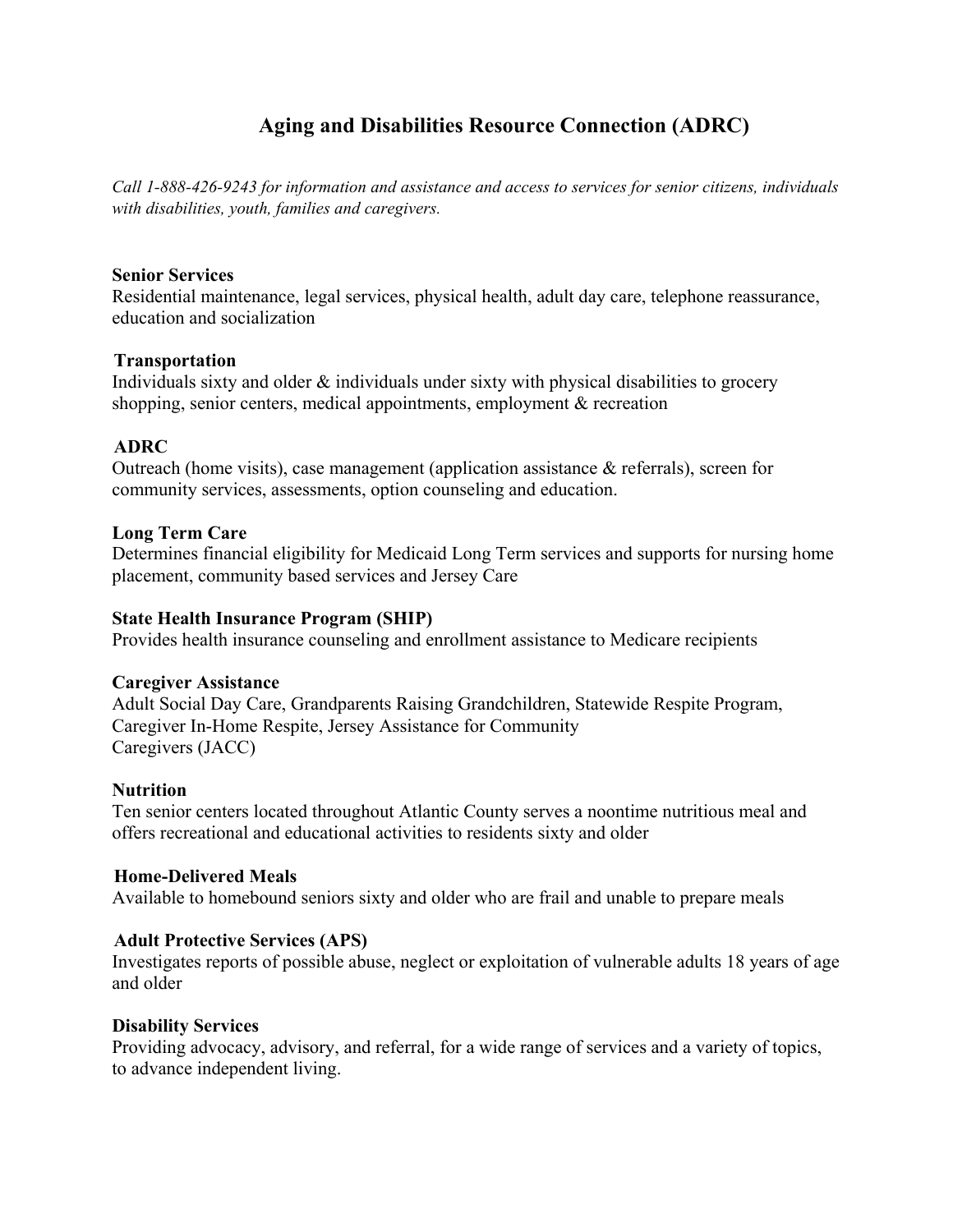# Aging and Disabilities Resource Connection (ADRC)

*Call 1-888-426-9243 for information and assistance and access to services for senior citizens, individuals with disabilities, youth, families and caregivers.*

**Senior Services**
Residential maintenance, legal services, physical health, adult day care, telephone reassurance, education and socialization

**Transportation**
Individuals sixty and older & individuals under sixty with physical disabilities to grocery shopping, senior centers, medical appointments, employment & recreation

**ADRC**
Outreach (home visits), case management (application assistance & referrals), screen for community services, assessments, option counseling and education.

**Long Term Care**
Determines financial eligibility for Medicaid Long Term services and supports for nursing home placement, community based services and Jersey Care

**State Health Insurance Program (SHIP)**
Provides health insurance counseling and enrollment assistance to Medicare recipients

**Caregiver Assistance**
Adult Social Day Care, Grandparents Raising Grandchildren, Statewide Respite Program, Caregiver In-Home Respite, Jersey Assistance for Community Caregivers (JACC)

**Nutrition**
Ten senior centers located throughout Atlantic County serves a noontime nutritious meal and offers recreational and educational activities to residents sixty and older

**Home-Delivered Meals**
Available to homebound seniors sixty and older who are frail and unable to prepare meals

**Adult Protective Services (APS)**
Investigates reports of possible abuse, neglect or exploitation of vulnerable adults 18 years of age and older

**Disability Services**
Providing advocacy, advisory, and referral, for a wide range of services and a variety of topics, to advance independent living.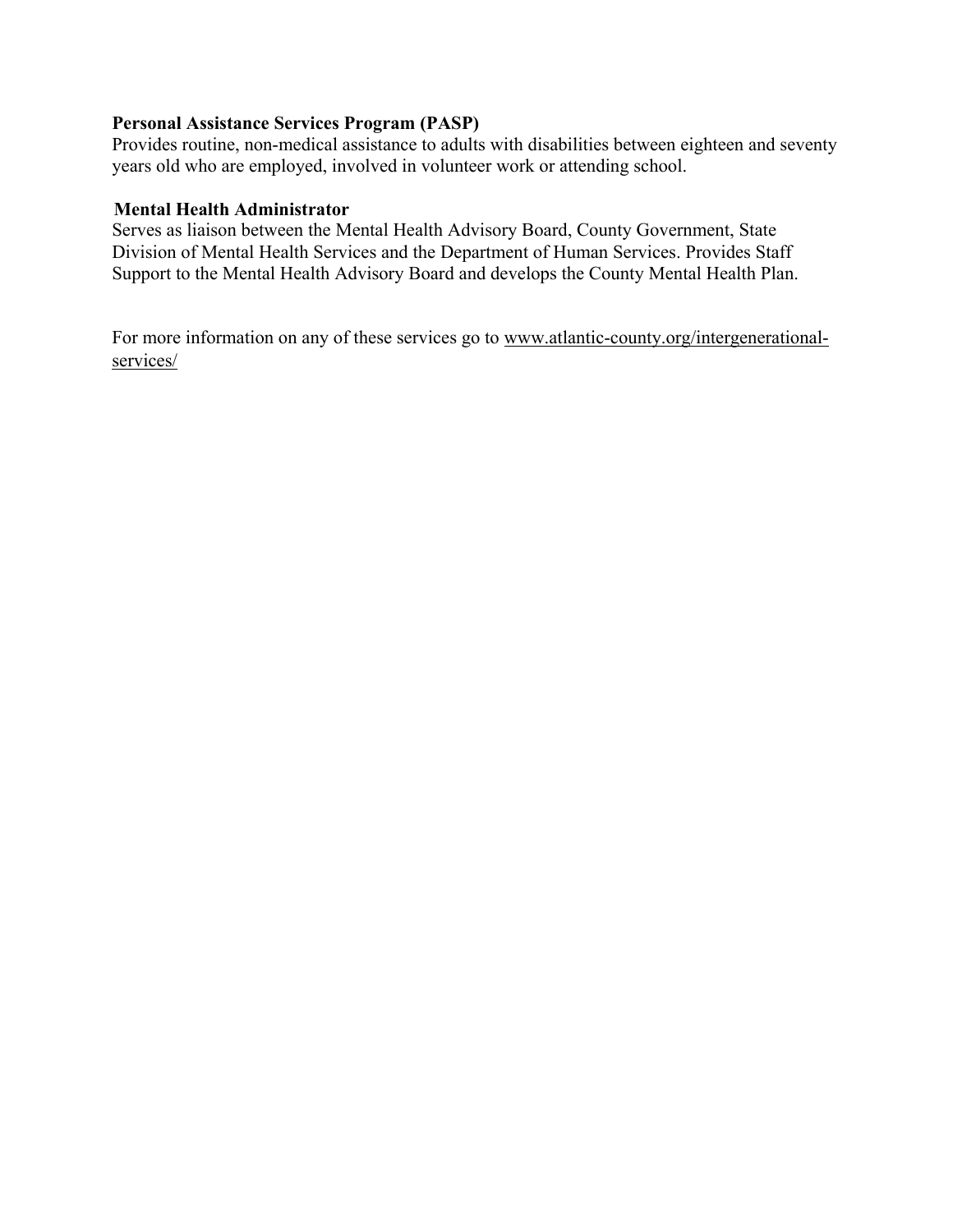**Personal Assistance Services Program (PASP)**
Provides routine, non-medical assistance to adults with disabilities between eighteen and seventy years old who are employed, involved in volunteer work or attending school.

**Mental Health Administrator**
Serves as liaison between the Mental Health Advisory Board, County Government, State Division of Mental Health Services and the Department of Human Services. Provides Staff Support to the Mental Health Advisory Board and develops the County Mental Health Plan.

For more information on any of these services go to www.atlantic-county.org/intergenerational-services/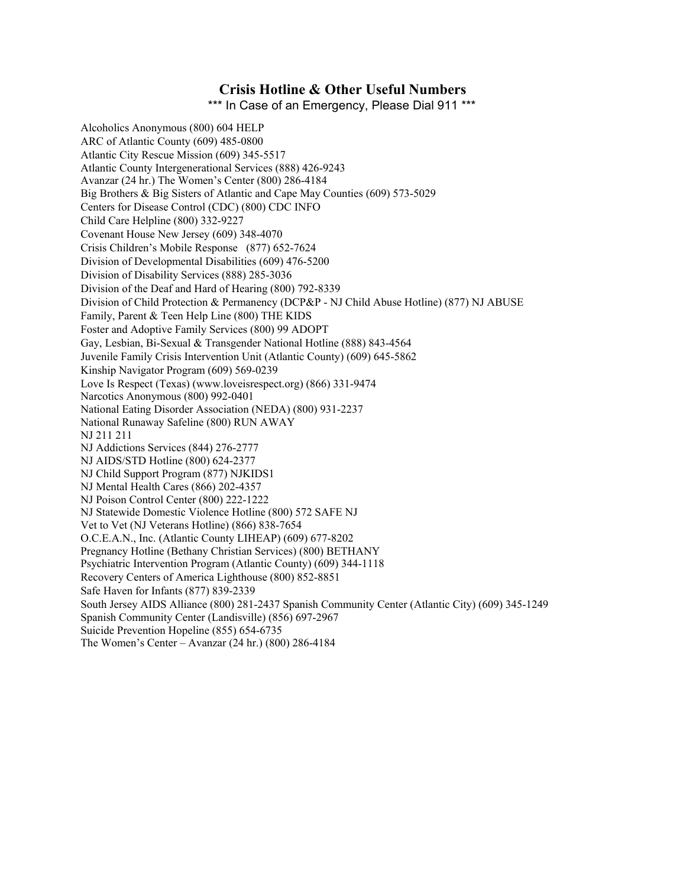# Crisis Hotline & Other Useful Numbers

\*\*\* In Case of an Emergency, Please Dial 911 \*\*\*

Alcoholics Anonymous (800) 604 HELP
ARC of Atlantic County (609) 485-0800
Atlantic City Rescue Mission (609) 345-5517
Atlantic County Intergenerational Services (888) 426-9243
Avanzar (24 hr.) The Women's Center (800) 286-4184
Big Brothers & Big Sisters of Atlantic and Cape May Counties (609) 573-5029
Centers for Disease Control (CDC) (800) CDC INFO
Child Care Helpline (800) 332-9227
Covenant House New Jersey (609) 348-4070
Crisis Children's Mobile Response (877) 652-7624
Division of Developmental Disabilities (609) 476-5200
Division of Disability Services (888) 285-3036
Division of the Deaf and Hard of Hearing (800) 792-8339
Division of Child Protection & Permanency (DCP&P - NJ Child Abuse Hotline) (877) NJ ABUSE
Family, Parent & Teen Help Line (800) THE KIDS
Foster and Adoptive Family Services (800) 99 ADOPT
Gay, Lesbian, Bi-Sexual & Transgender National Hotline (888) 843-4564
Juvenile Family Crisis Intervention Unit (Atlantic County) (609) 645-5862
Kinship Navigator Program (609) 569-0239
Love Is Respect (Texas) (www.loveisrespect.org) (866) 331-9474
Narcotics Anonymous (800) 992-0401
National Eating Disorder Association (NEDA) (800) 931-2237
National Runaway Safeline (800) RUN AWAY
NJ 211 211
NJ Addictions Services (844) 276-2777
NJ AIDS/STD Hotline (800) 624-2377
NJ Child Support Program (877) NJKIDS1
NJ Mental Health Cares (866) 202-4357
NJ Poison Control Center (800) 222-1222
NJ Statewide Domestic Violence Hotline (800) 572 SAFE NJ
Vet to Vet (NJ Veterans Hotline) (866) 838-7654
O.C.E.A.N., Inc. (Atlantic County LIHEAP) (609) 677-8202
Pregnancy Hotline (Bethany Christian Services) (800) BETHANY
Psychiatric Intervention Program (Atlantic County) (609) 344-1118
Recovery Centers of America Lighthouse (800) 852-8851
Safe Haven for Infants (877) 839-2339
South Jersey AIDS Alliance (800) 281-2437 Spanish Community Center (Atlantic City) (609) 345-1249
Spanish Community Center (Landisville) (856) 697-2967
Suicide Prevention Hopeline (855) 654-6735
The Women's Center – Avanzar (24 hr.) (800) 286-4184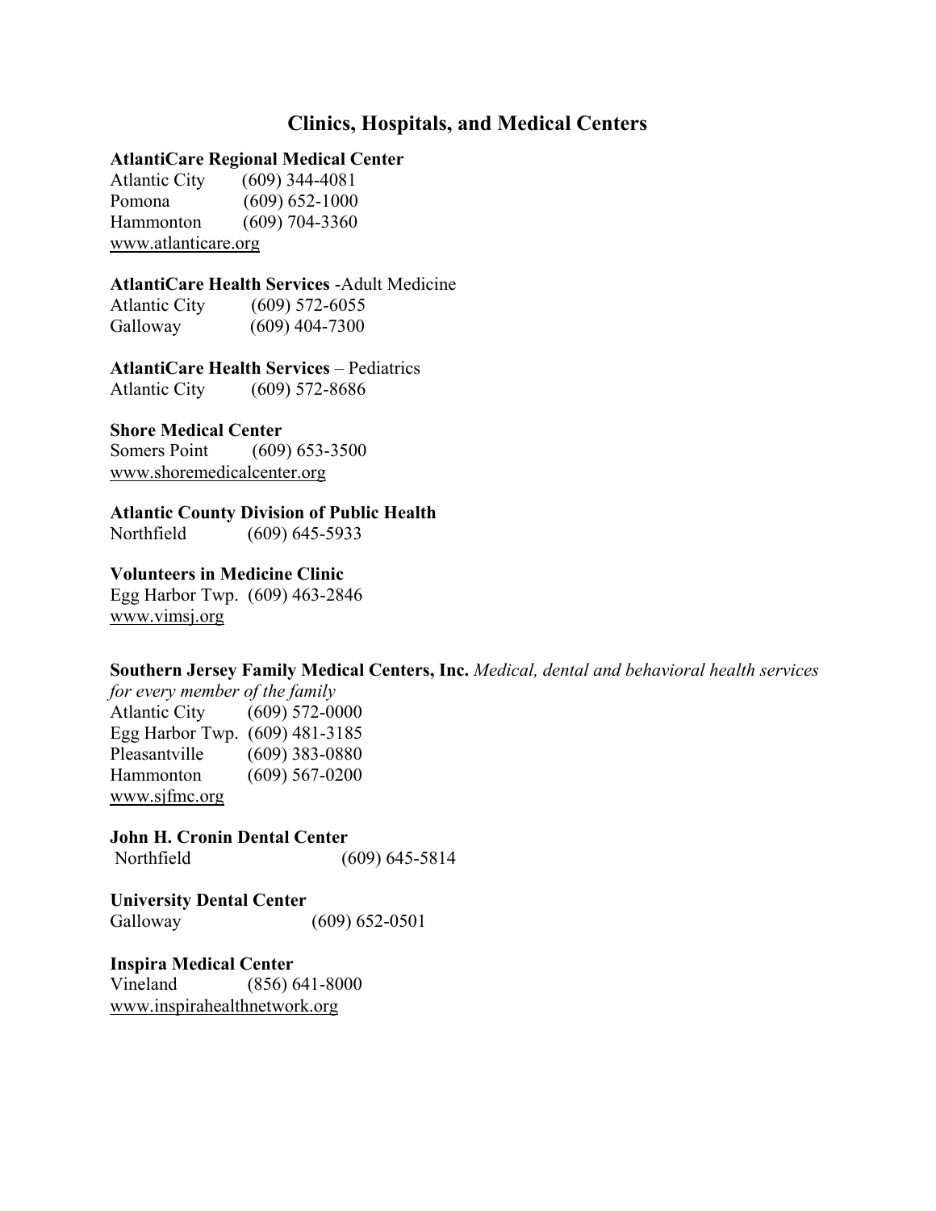## Clinics, Hospitals, and Medical Centers

**AtlantiCare Regional Medical Center**
Atlantic City (609) 344-4081
Pomona (609) 652-1000
Hammonton (609) 704-3360
www.atlanticare.org

**AtlantiCare Health Services** -Adult Medicine
Atlantic City (609) 572-6055
Galloway (609) 404-7300

**AtlantiCare Health Services** – Pediatrics
Atlantic City (609) 572-8686

**Shore Medical Center**
Somers Point (609) 653-3500
www.shoremedicalcenter.org

**Atlantic County Division of Public Health**
Northfield (609) 645-5933

**Volunteers in Medicine Clinic**
Egg Harbor Twp. (609) 463-2846
www.vimsj.org

**Southern Jersey Family Medical Centers, Inc.** *Medical, dental and behavioral health services for every member of the family*
Atlantic City (609) 572-0000
Egg Harbor Twp. (609) 481-3185
Pleasantville (609) 383-0880
Hammonton (609) 567-0200
www.sjfmc.org

**John H. Cronin Dental Center**
Northfield (609) 645-5814

**University Dental Center**
Galloway (609) 652-0501

**Inspira Medical Center**
Vineland (856) 641-8000
www.inspirahealthnetwork.org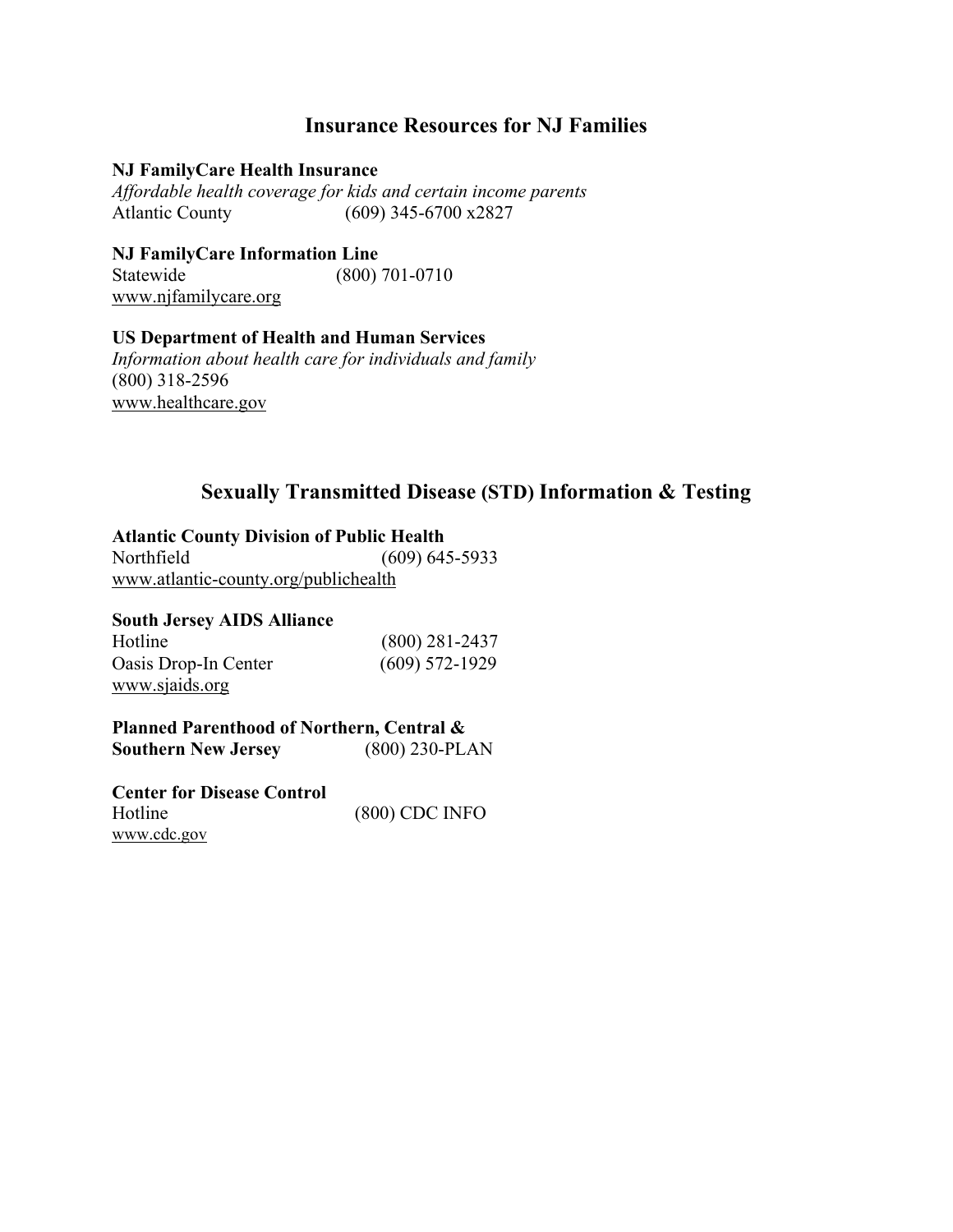## Insurance Resources for NJ Families

**NJ FamilyCare Health Insurance**
*Affordable health coverage for kids and certain income parents*
Atlantic County (609) 345-6700 x2827

**NJ FamilyCare Information Line**
Statewide (800) 701-0710
www.njfamilycare.org

**US Department of Health and Human Services**
*Information about health care for individuals and family*
(800) 318-2596
www.healthcare.gov

## Sexually Transmitted Disease (STD) Information & Testing

**Atlantic County Division of Public Health**
Northfield (609) 645-5933
www.atlantic-county.org/publichealth

**South Jersey AIDS Alliance**
Hotline (800) 281-2437
Oasis Drop-In Center (609) 572-1929
www.sjaids.org

**Planned Parenthood of Northern, Central & Southern New Jersey** (800) 230-PLAN

**Center for Disease Control**
Hotline (800) CDC INFO
www.cdc.gov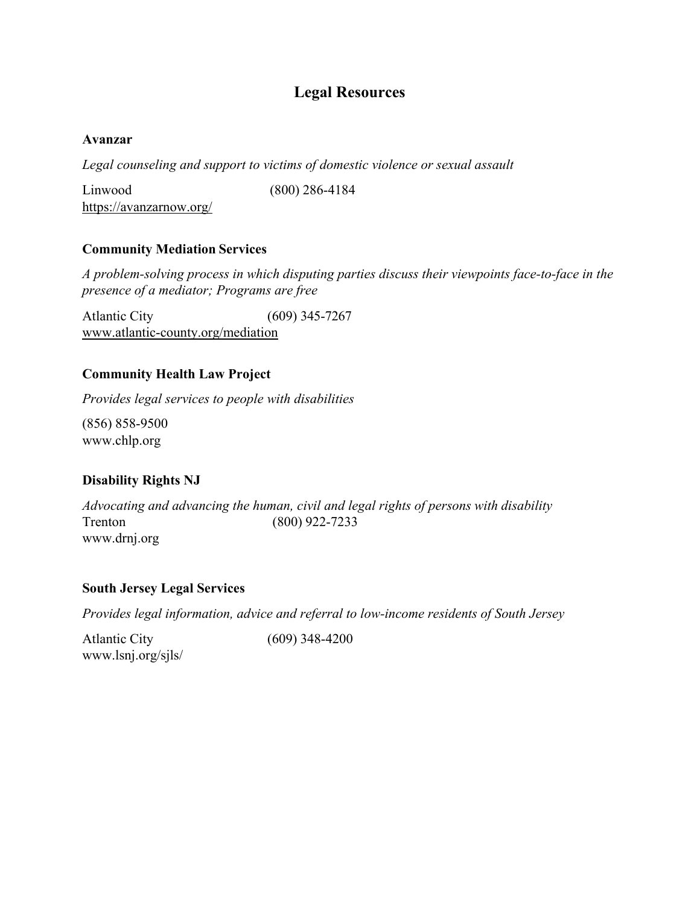# Legal Resources

**Avanzar**

*Legal counseling and support to victims of domestic violence or sexual assault*

Linwood (800) 286-4184
https://avanzarnow.org/

**Community Mediation Services**

*A problem-solving process in which disputing parties discuss their viewpoints face-to-face in the presence of a mediator; Programs are free*

Atlantic City (609) 345-7267
www.atlantic-county.org/mediation

**Community Health Law Project**

*Provides legal services to people with disabilities*

(856) 858-9500
www.chlp.org

**Disability Rights NJ**

*Advocating and advancing the human, civil and legal rights of persons with disability*
Trenton (800) 922-7233
www.drnj.org

**South Jersey Legal Services**

*Provides legal information, advice and referral to low-income residents of South Jersey*

Atlantic City (609) 348-4200
www.lsnj.org/sjls/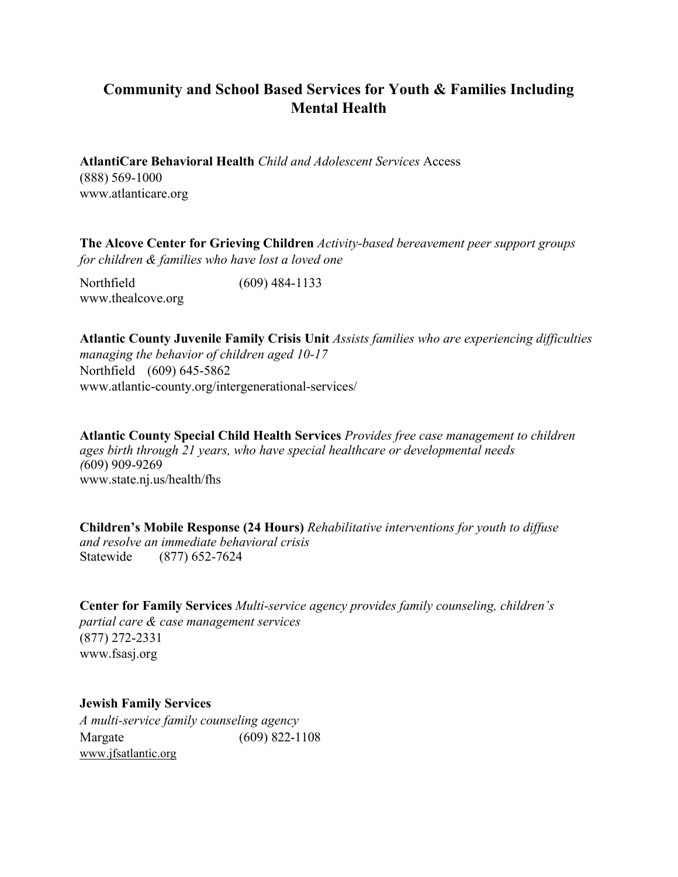# Community and School Based Services for Youth & Families Including Mental Health

**AtlantiCare Behavioral Health** *Child and Adolescent Services* Access
(888) 569-1000
www.atlanticare.org

**The Alcove Center for Grieving Children** *Activity-based bereavement peer support groups for children & families who have lost a loved one*

Northfield (609) 484-1133
www.thealcove.org

**Atlantic County Juvenile Family Crisis Unit** *Assists families who are experiencing difficulties managing the behavior of children aged 10-17*
Northfield (609) 645-5862
www.atlantic-county.org/intergenerational-services/

**Atlantic County Special Child Health Services** *Provides free case management to children ages birth through 21 years, who have special healthcare or developmental needs*
(609) 909-9269
www.state.nj.us/health/fhs

**Children's Mobile Response (24 Hours)** *Rehabilitative interventions for youth to diffuse and resolve an immediate behavioral crisis*
Statewide (877) 652-7624

**Center for Family Services** *Multi-service agency provides family counseling, children's partial care & case management services*
(877) 272-2331
www.fsasj.org

**Jewish Family Services**
*A multi-service family counseling agency*
Margate (609) 822-1108
www.jfsatlantic.org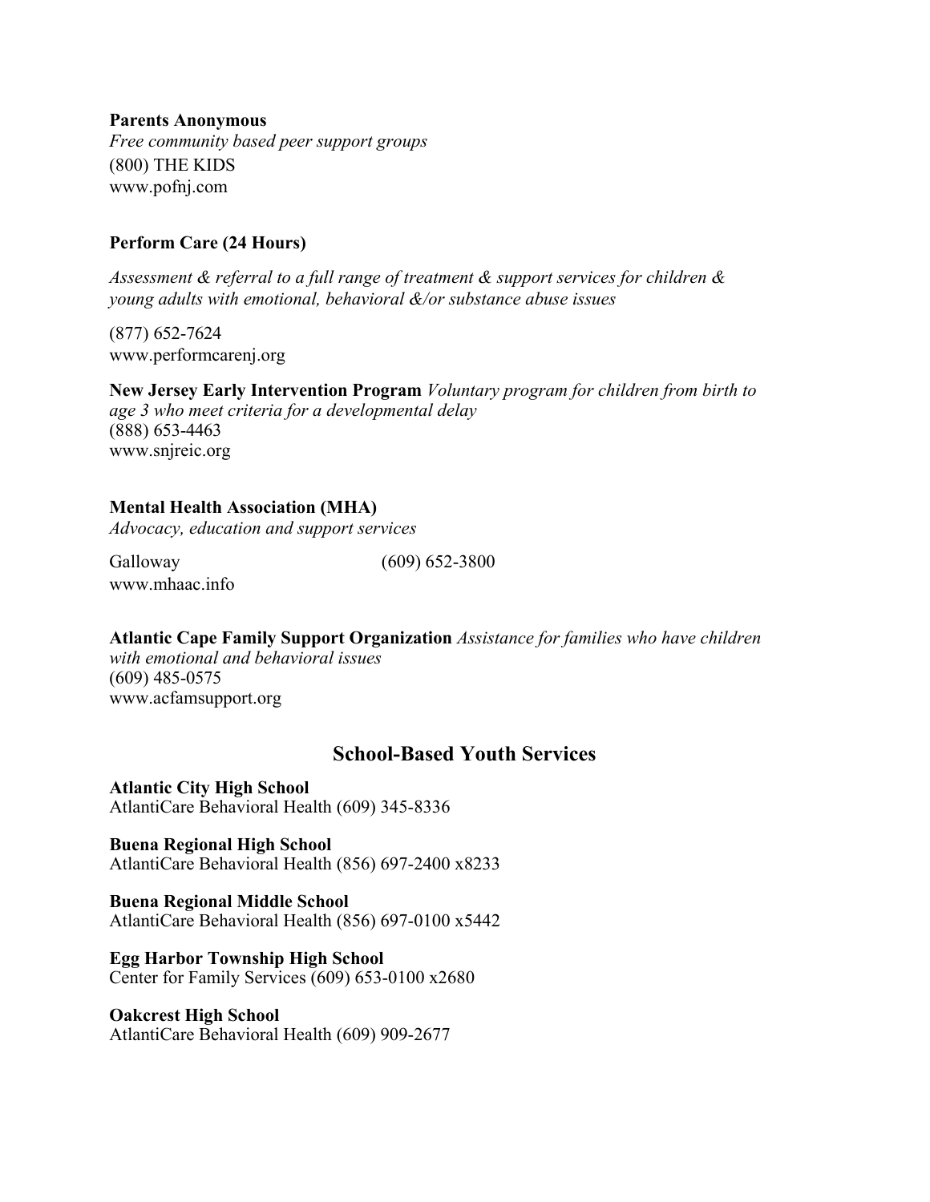**Parents Anonymous**
*Free community based peer support groups*
(800) THE KIDS
www.pofnj.com

**Perform Care (24 Hours)**

*Assessment & referral to a full range of treatment & support services for children & young adults with emotional, behavioral &/or substance abuse issues*

(877) 652-7624
www.performcarenj.org

**New Jersey Early Intervention Program** *Voluntary program for children from birth to age 3 who meet criteria for a developmental delay*
(888) 653-4463
www.snjreic.org

**Mental Health Association (MHA)**
*Advocacy, education and support services*

Galloway (609) 652-3800
www.mhaac.info

**Atlantic Cape Family Support Organization** *Assistance for families who have children with emotional and behavioral issues*
(609) 485-0575
www.acfamsupport.org

## School-Based Youth Services

**Atlantic City High School**
AtlantiCare Behavioral Health (609) 345-8336

**Buena Regional High School**
AtlantiCare Behavioral Health (856) 697-2400 x8233

**Buena Regional Middle School**
AtlantiCare Behavioral Health (856) 697-0100 x5442

**Egg Harbor Township High School**
Center for Family Services (609) 653-0100 x2680

**Oakcrest High School**
AtlantiCare Behavioral Health (609) 909-2677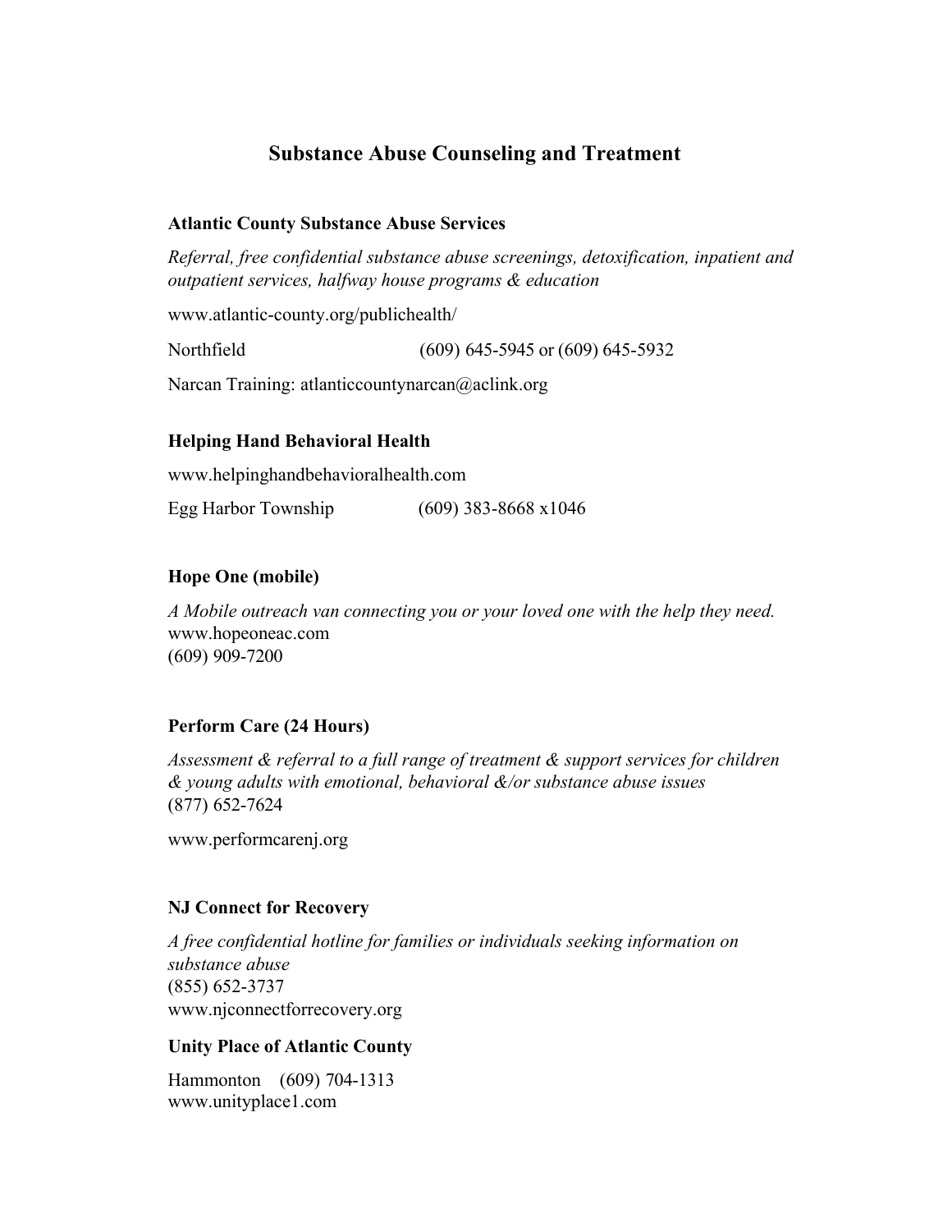# Substance Abuse Counseling and Treatment

### Atlantic County Substance Abuse Services

*Referral, free confidential substance abuse screenings, detoxification, inpatient and outpatient services, halfway house programs & education*

www.atlantic-county.org/publichealth/

Northfield (609) 645-5945 or (609) 645-5932

Narcan Training: atlanticcountynarcan@aclink.org

### Helping Hand Behavioral Health

www.helpinghandbehavioralhealth.com

Egg Harbor Township (609) 383-8668 x1046

### Hope One (mobile)

*A Mobile outreach van connecting you or your loved one with the help they need.*
www.hopeoneac.com
(609) 909-7200

### Perform Care (24 Hours)

*Assessment & referral to a full range of treatment & support services for children & young adults with emotional, behavioral &/or substance abuse issues*
(877) 652-7624

www.performcarenj.org

### NJ Connect for Recovery

*A free confidential hotline for families or individuals seeking information on substance abuse*
(855) 652-3737
www.njconnectforrecovery.org

### Unity Place of Atlantic County

Hammonton (609) 704-1313
www.unityplace1.com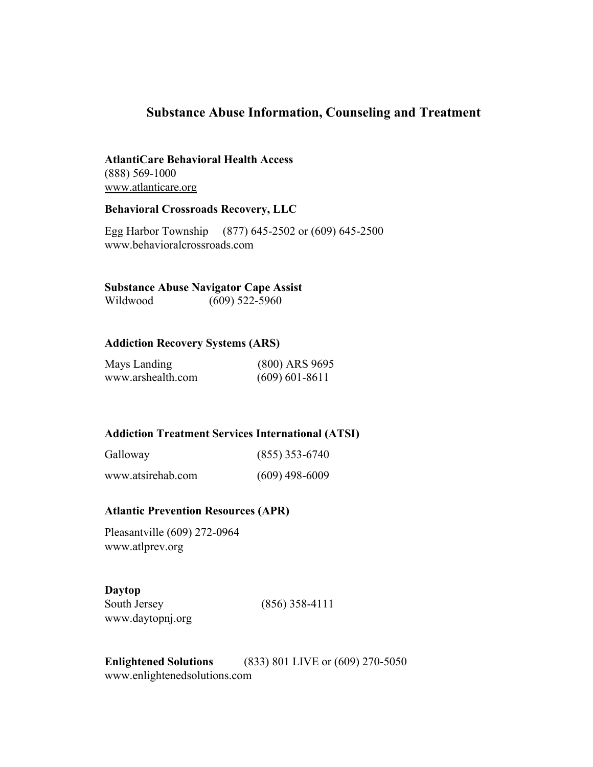# Substance Abuse Information, Counseling and Treatment

**AtlantiCare Behavioral Health Access**
(888) 569-1000
www.atlanticare.org

**Behavioral Crossroads Recovery, LLC**

Egg Harbor Township (877) 645-2502 or (609) 645-2500
www.behavioralcrossroads.com

**Substance Abuse Navigator Cape Assist**
Wildwood (609) 522-5960

**Addiction Recovery Systems (ARS)**

Mays Landing (800) ARS 9695
www.arshealth.com (609) 601-8611

**Addiction Treatment Services International (ATSI)**

Galloway (855) 353-6740

www.atsirehab.com (609) 498-6009

**Atlantic Prevention Resources (APR)**

Pleasantville (609) 272-0964
www.atlprev.org

**Daytop**
South Jersey (856) 358-4111
www.daytopnj.org

**Enlightened Solutions** (833) 801 LIVE or (609) 270-5050
www.enlightenedsolutions.com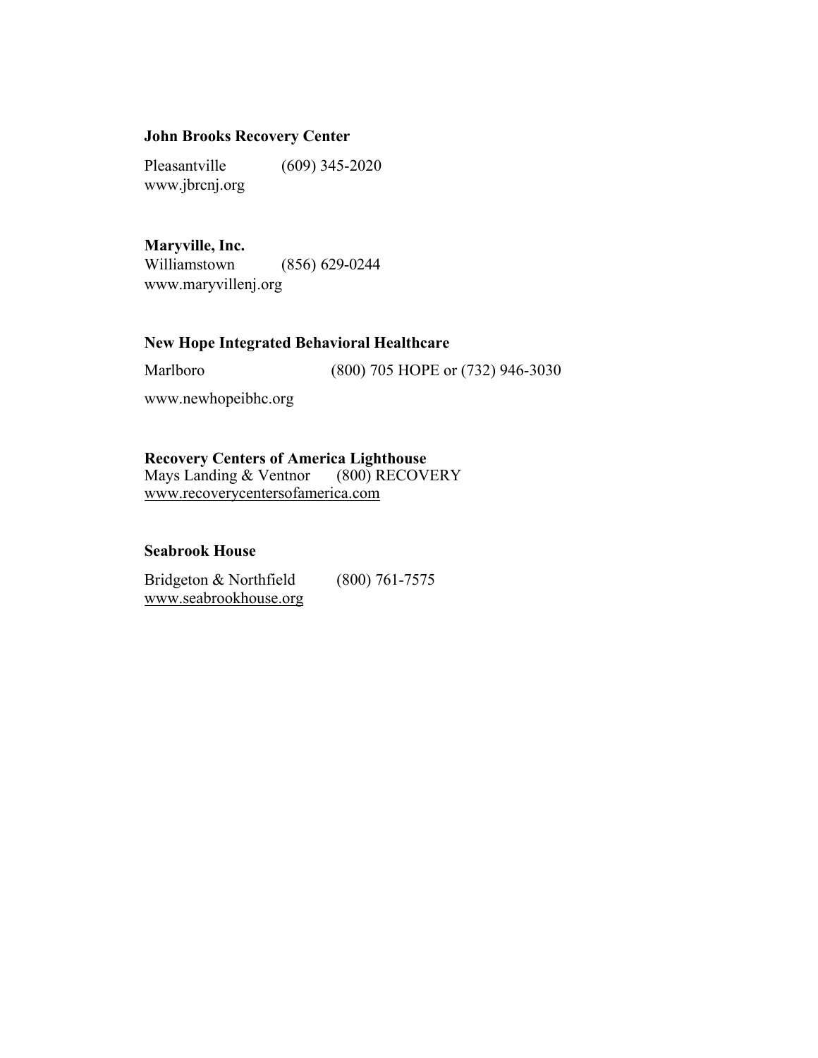**John Brooks Recovery Center**

Pleasantville (609) 345-2020
www.jbrcnj.org

**Maryville, Inc.**
Williamstown (856) 629-0244
www.maryvillenj.org

**New Hope Integrated Behavioral Healthcare**

Marlboro (800) 705 HOPE or (732) 946-3030

www.newhopeibhc.org

**Recovery Centers of America Lighthouse**
Mays Landing & Ventnor (800) RECOVERY
www.recoverycentersofamerica.com

**Seabrook House**

Bridgeton & Northfield (800) 761-7575
www.seabrookhouse.org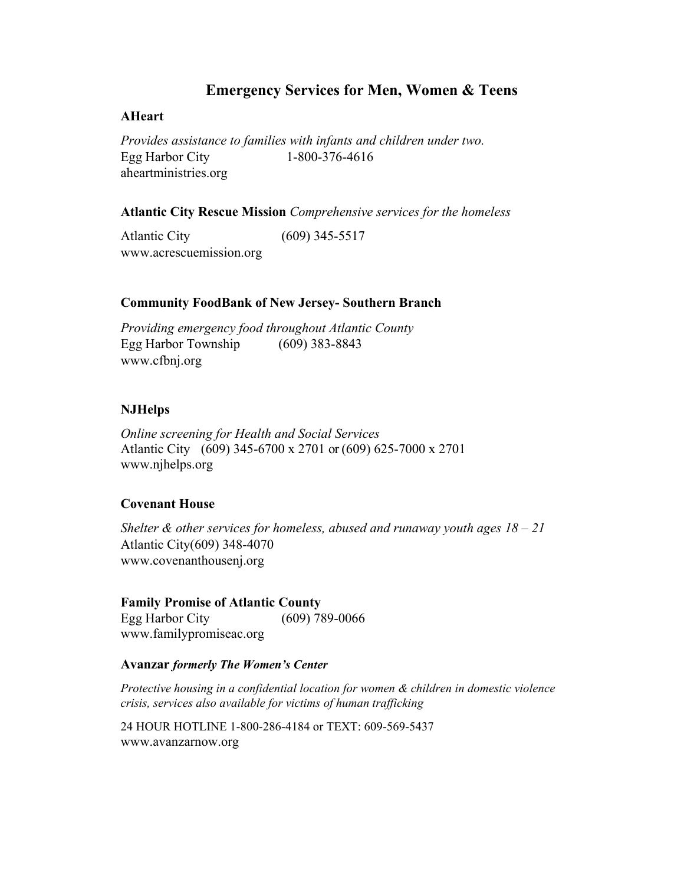# Emergency Services for Men, Women & Teens

**AHeart**

*Provides assistance to families with infants and children under two.*
Egg Harbor City 1-800-376-4616
aheartministries.org

**Atlantic City Rescue Mission** *Comprehensive services for the homeless*

Atlantic City (609) 345-5517
www.acrescuemission.org

**Community FoodBank of New Jersey- Southern Branch**

*Providing emergency food throughout Atlantic County*
Egg Harbor Township (609) 383-8843
www.cfbnj.org

**NJHelps**

*Online screening for Health and Social Services*
Atlantic City (609) 345-6700 x 2701 or (609) 625-7000 x 2701
www.njhelps.org

**Covenant House**

*Shelter & other services for homeless, abused and runaway youth ages 18 – 21*
Atlantic City(609) 348-4070
www.covenanthousenj.org

**Family Promise of Atlantic County**
Egg Harbor City (609) 789-0066
www.familypromiseac.org

**Avanzar** ***formerly The Women's Center***

*Protective housing in a confidential location for women & children in domestic violence crisis, services also available for victims of human trafficking*

24 HOUR HOTLINE 1-800-286-4184 or TEXT: 609-569-5437
www.avanzarnow.org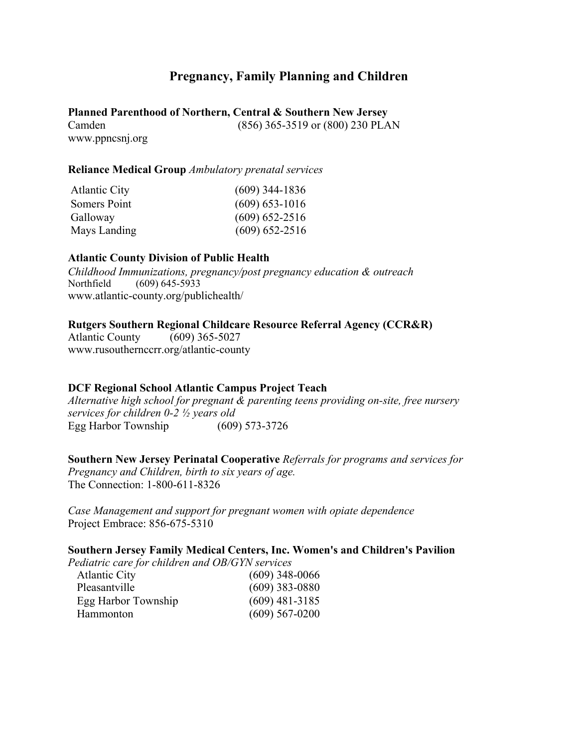# Pregnancy, Family Planning and Children

**Planned Parenthood of Northern, Central & Southern New Jersey**
Camden (856) 365-3519 or (800) 230 PLAN
www.ppncsnj.org

**Reliance Medical Group** *Ambulatory prenatal services*

| | |
|---|---|
| Atlantic City | (609) 344-1836 |
| Somers Point | (609) 653-1016 |
| Galloway | (609) 652-2516 |
| Mays Landing | (609) 652-2516 |

**Atlantic County Division of Public Health**
*Childhood Immunizations, pregnancy/post pregnancy education & outreach*
Northfield (609) 645-5933
www.atlantic-county.org/publichealth/

**Rutgers Southern Regional Childcare Resource Referral Agency (CCR&R)**
Atlantic County (609) 365-5027
www.rusouthernccrr.org/atlantic-county

**DCF Regional School Atlantic Campus Project Teach**
*Alternative high school for pregnant & parenting teens providing on-site, free nursery services for children 0-2 ½ years old*
Egg Harbor Township (609) 573-3726

**Southern New Jersey Perinatal Cooperative** *Referrals for programs and services for Pregnancy and Children, birth to six years of age.*
The Connection: 1-800-611-8326

*Case Management and support for pregnant women with opiate dependence*
Project Embrace: 856-675-5310

**Southern Jersey Family Medical Centers, Inc. Women's and Children's Pavilion**
*Pediatric care for children and OB/GYN services*

| | |
|---|---|
| Atlantic City | (609) 348-0066 |
| Pleasantville | (609) 383-0880 |
| Egg Harbor Township | (609) 481-3185 |
| Hammonton | (609) 567-0200 |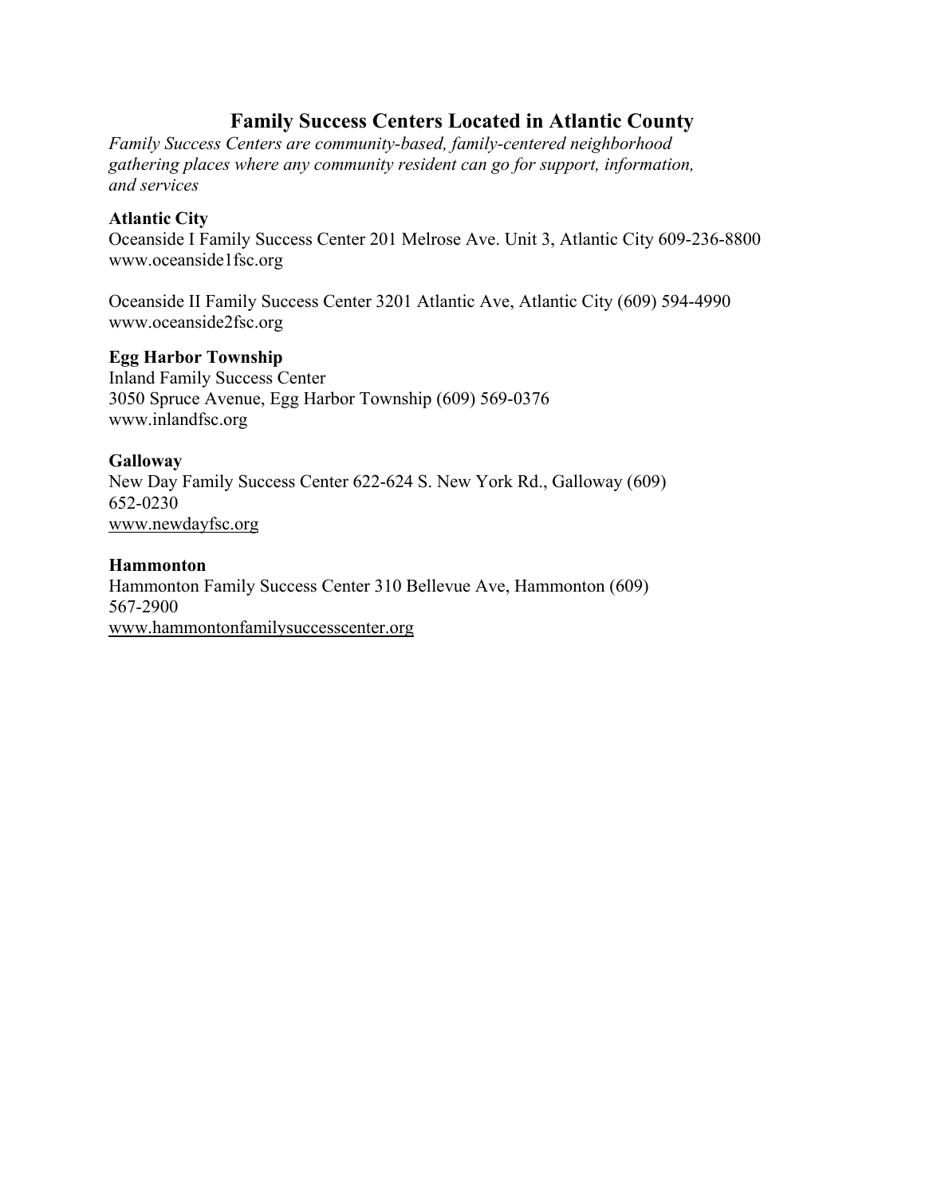## Family Success Centers Located in Atlantic County

*Family Success Centers are community-based, family-centered neighborhood gathering places where any community resident can go for support, information, and services*

**Atlantic City**

Oceanside I Family Success Center 201 Melrose Ave. Unit 3, Atlantic City 609-236-8800
www.oceanside1fsc.org

Oceanside II Family Success Center 3201 Atlantic Ave, Atlantic City (609) 594-4990
www.oceanside2fsc.org

**Egg Harbor Township**

Inland Family Success Center
3050 Spruce Avenue, Egg Harbor Township (609) 569-0376
www.inlandfsc.org

**Galloway**

New Day Family Success Center 622-624 S. New York Rd., Galloway (609) 652-0230
www.newdayfsc.org

**Hammonton**

Hammonton Family Success Center 310 Bellevue Ave, Hammonton (609) 567-2900
www.hammontonfamilysuccesscenter.org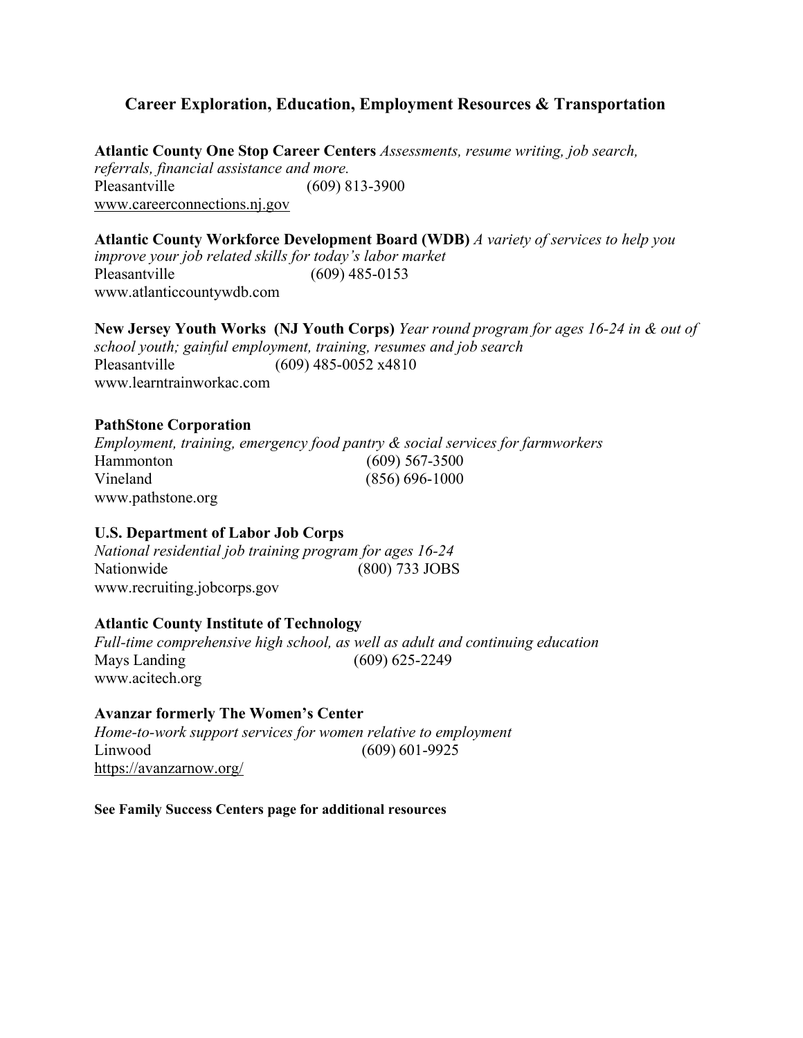## Career Exploration, Education, Employment Resources & Transportation

**Atlantic County One Stop Career Centers** *Assessments, resume writing, job search, referrals, financial assistance and more.*
Pleasantville (609) 813-3900
www.careerconnections.nj.gov

**Atlantic County Workforce Development Board (WDB)** *A variety of services to help you improve your job related skills for today's labor market*
Pleasantville (609) 485-0153
www.atlanticcountywdb.com

**New Jersey Youth Works (NJ Youth Corps)** *Year round program for ages 16-24 in & out of school youth; gainful employment, training, resumes and job search*
Pleasantville (609) 485-0052 x4810
www.learntrainworkac.com

**PathStone Corporation**
*Employment, training, emergency food pantry & social services for farmworkers*
Hammonton (609) 567-3500
Vineland (856) 696-1000
www.pathstone.org

**U.S. Department of Labor Job Corps**
*National residential job training program for ages 16-24*
Nationwide (800) 733 JOBS
www.recruiting.jobcorps.gov

**Atlantic County Institute of Technology**
*Full-time comprehensive high school, as well as adult and continuing education*
Mays Landing (609) 625-2249
www.acitech.org

**Avanzar formerly The Women's Center**
*Home-to-work support services for women relative to employment*
Linwood (609) 601-9925
https://avanzarnow.org/

**See Family Success Centers page for additional resources**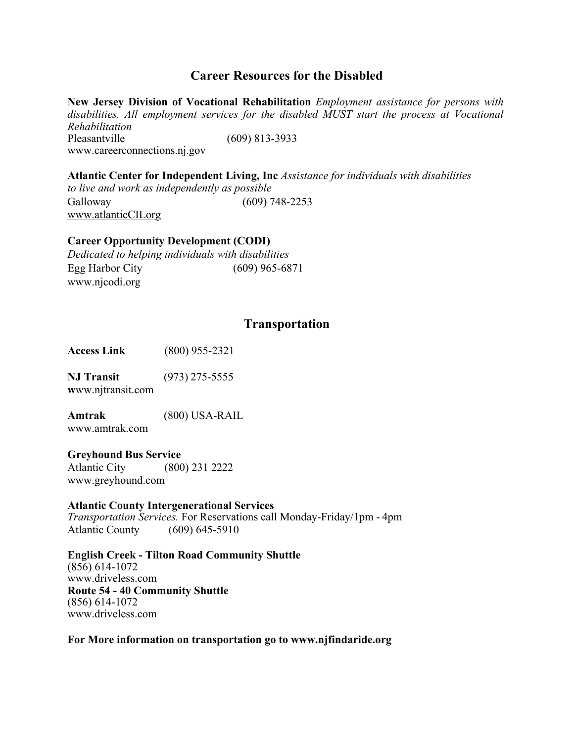## Career Resources for the Disabled

**New Jersey Division of Vocational Rehabilitation** *Employment assistance for persons with disabilities. All employment services for the disabled MUST start the process at Vocational Rehabilitation*
Pleasantville (609) 813-3933
www.careerconnections.nj.gov

**Atlantic Center for Independent Living, Inc** *Assistance for individuals with disabilities to live and work as independently as possible*
Galloway (609) 748-2253
www.atlanticCILorg

**Career Opportunity Development (CODI)**
*Dedicated to helping individuals with disabilities*
Egg Harbor City (609) 965-6871
www.njcodi.org

## Transportation

**Access Link** (800) 955-2321

**NJ Transit** (973) 275-5555
**w**ww.njtransit.com

**Amtrak** (800) USA-RAIL
www.amtrak.com

**Greyhound Bus Service**
Atlantic City (800) 231 2222
www.greyhound.com

**Atlantic County Intergenerational Services**
*Transportation Services.* For Reservations call Monday-Friday/1pm - 4pm
Atlantic County (609) 645-5910

**English Creek - Tilton Road Community Shuttle**
(856) 614-1072
www.driveless.com
**Route 54 - 40 Community Shuttle**
(856) 614-1072
www.driveless.com

**For More information on transportation go to www.njfindaride.org**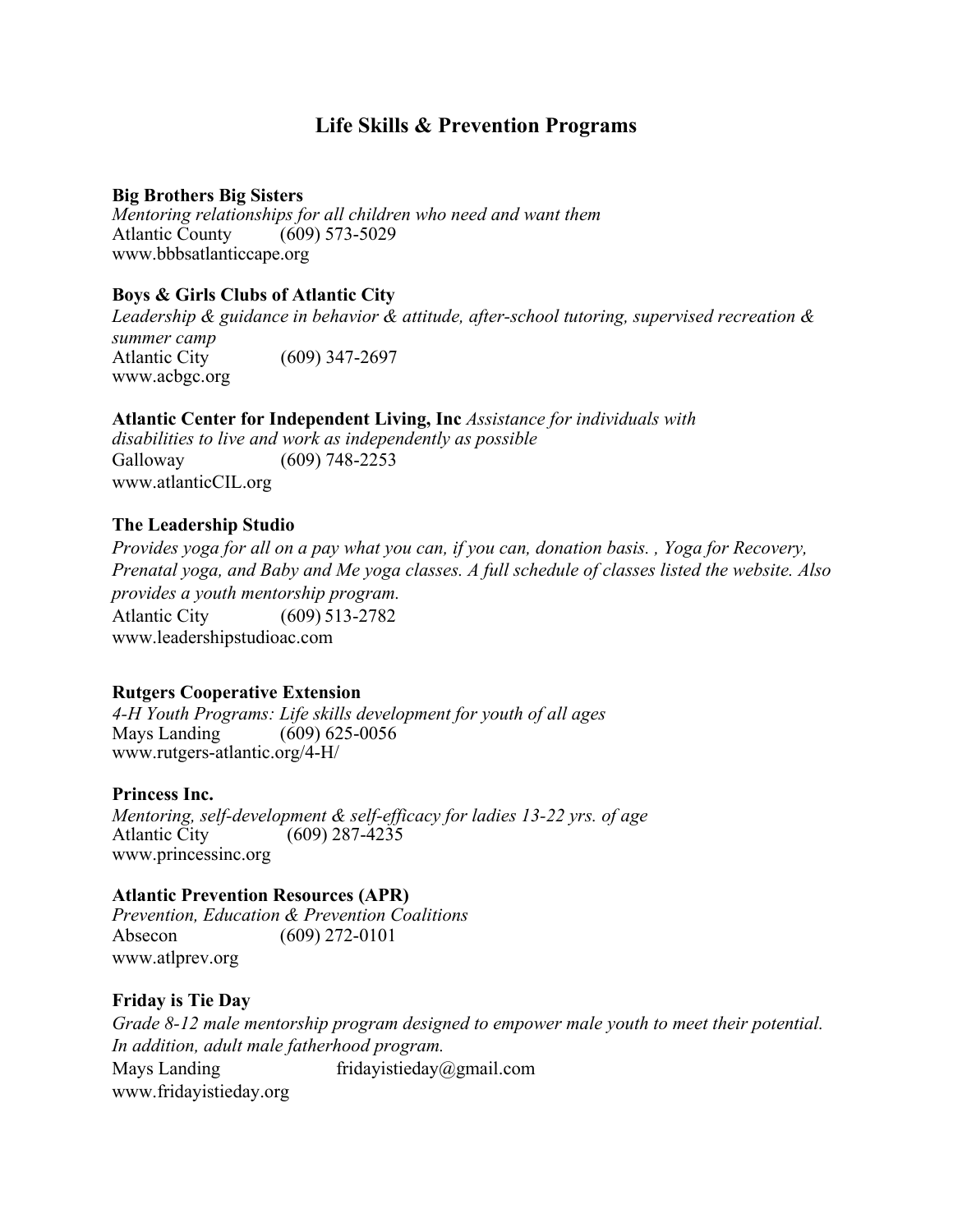# Life Skills & Prevention Programs

**Big Brothers Big Sisters**
*Mentoring relationships for all children who need and want them*
Atlantic County (609) 573-5029
www.bbbsatlanticcape.org

**Boys & Girls Clubs of Atlantic City**
*Leadership & guidance in behavior & attitude, after-school tutoring, supervised recreation & summer camp*
Atlantic City (609) 347-2697
www.acbgc.org

**Atlantic Center for Independent Living, Inc** *Assistance for individuals with disabilities to live and work as independently as possible*
Galloway (609) 748-2253
www.atlanticCIL.org

**The Leadership Studio**
*Provides yoga for all on a pay what you can, if you can, donation basis. , Yoga for Recovery, Prenatal yoga, and Baby and Me yoga classes. A full schedule of classes listed the website. Also provides a youth mentorship program.*
Atlantic City (609) 513-2782
www.leadershipstudioac.com

**Rutgers Cooperative Extension**
*4-H Youth Programs: Life skills development for youth of all ages*
Mays Landing (609) 625-0056
www.rutgers-atlantic.org/4-H/

**Princess Inc.**
*Mentoring, self-development & self-efficacy for ladies 13-22 yrs. of age*
Atlantic City (609) 287-4235
www.princessinc.org

**Atlantic Prevention Resources (APR)**
*Prevention, Education & Prevention Coalitions*
Absecon (609) 272-0101
www.atlprev.org

**Friday is Tie Day**
*Grade 8-12 male mentorship program designed to empower male youth to meet their potential. In addition, adult male fatherhood program.*
Mays Landing fridayistieday@gmail.com
www.fridayistieday.org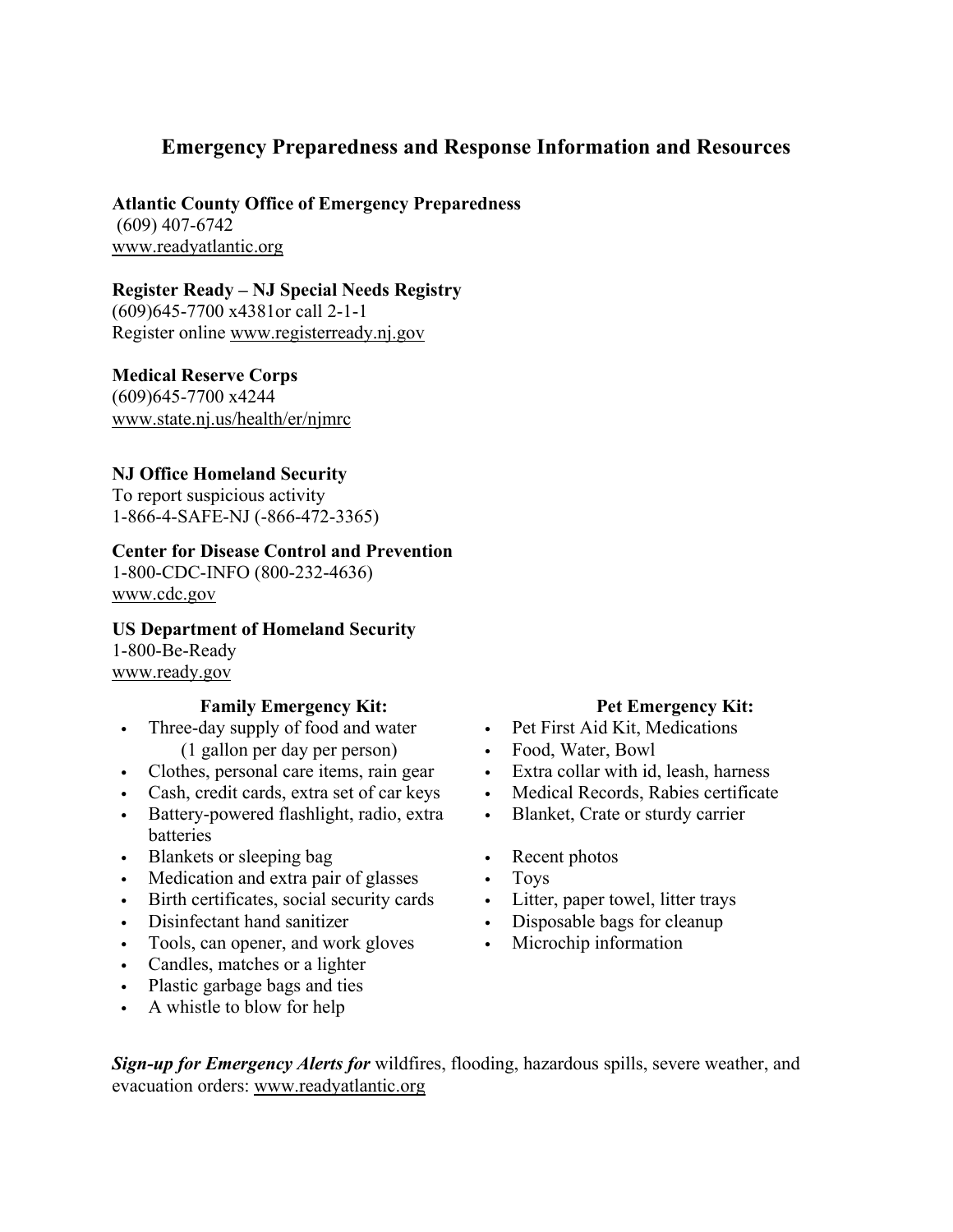# Emergency Preparedness and Response Information and Resources

**Atlantic County Office of Emergency Preparedness**
(609) 407-6742
www.readyatlantic.org

**Register Ready – NJ Special Needs Registry**
(609)645-7700 x4381or call 2-1-1
Register online www.registerready.nj.gov

**Medical Reserve Corps**
(609)645-7700 x4244
www.state.nj.us/health/er/njmrc

**NJ Office Homeland Security**
To report suspicious activity
1-866-4-SAFE-NJ (-866-472-3365)

**Center for Disease Control and Prevention**
1-800-CDC-INFO (800-232-4636)
www.cdc.gov

**US Department of Homeland Security**
1-800-Be-Ready
www.ready.gov

**Family Emergency Kit:**

- Three-day supply of food and water (1 gallon per day per person)
- Clothes, personal care items, rain gear
- Cash, credit cards, extra set of car keys
- Battery-powered flashlight, radio, extra batteries
- Blankets or sleeping bag
- Medication and extra pair of glasses
- Birth certificates, social security cards
- Disinfectant hand sanitizer
- Tools, can opener, and work gloves
- Candles, matches or a lighter
- Plastic garbage bags and ties
- A whistle to blow for help

**Pet Emergency Kit:**

- Pet First Aid Kit, Medications
- Food, Water, Bowl
- Extra collar with id, leash, harness
- Medical Records, Rabies certificate
- Blanket, Crate or sturdy carrier
- Recent photos
- Toys
- Litter, paper towel, litter trays
- Disposable bags for cleanup
- Microchip information

***Sign-up for Emergency Alerts for*** wildfires, flooding, hazardous spills, severe weather, and evacuation orders: www.readyatlantic.org